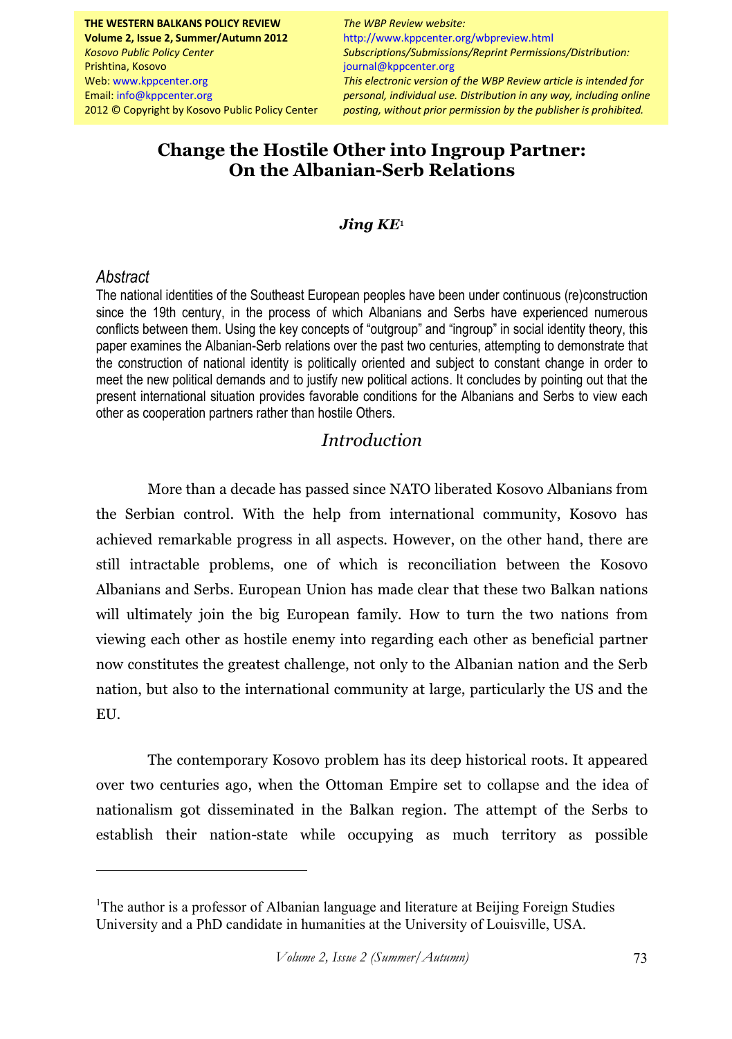THE WESTERN BALKANS POLICY REVIEW
**Volume 2, Issue 2, Summer/Autumn 2012**
*Kosovo Public Policy Center*
Prishtina, Kosovo
Web: www.kppcenter.org
Email: info@kppcenter.org
2012 © Copyright by Kosovo Public Policy Center

*The WBP Review website:*
http://www.kppcenter.org/wbpreview.html
*Subscriptions/Submissions/Reprint Permissions/Distribution:*
journal@kppcenter.org
*This electronic version of the WBP Review article is intended for personal, individual use. Distribution in any way, including online posting, without prior permission by the publisher is prohibited.*

# Change the Hostile Other into Ingroup Partner: On the Albanian-Serb Relations

***Jing KE***[1]

## Abstract

The national identities of the Southeast European peoples have been under continuous (re)construction since the 19th century, in the process of which Albanians and Serbs have experienced numerous conflicts between them. Using the key concepts of "outgroup" and "ingroup" in social identity theory, this paper examines the Albanian-Serb relations over the past two centuries, attempting to demonstrate that the construction of national identity is politically oriented and subject to constant change in order to meet the new political demands and to justify new political actions. It concludes by pointing out that the present international situation provides favorable conditions for the Albanians and Serbs to view each other as cooperation partners rather than hostile Others.

## Introduction

More than a decade has passed since NATO liberated Kosovo Albanians from the Serbian control. With the help from international community, Kosovo has achieved remarkable progress in all aspects. However, on the other hand, there are still intractable problems, one of which is reconciliation between the Kosovo Albanians and Serbs. European Union has made clear that these two Balkan nations will ultimately join the big European family. How to turn the two nations from viewing each other as hostile enemy into regarding each other as beneficial partner now constitutes the greatest challenge, not only to the Albanian nation and the Serb nation, but also to the international community at large, particularly the US and the EU.

The contemporary Kosovo problem has its deep historical roots. It appeared over two centuries ago, when the Ottoman Empire set to collapse and the idea of nationalism got disseminated in the Balkan region. The attempt of the Serbs to establish their nation-state while occupying as much territory as possible

[1] The author is a professor of Albanian language and literature at Beijing Foreign Studies University and a PhD candidate in humanities at the University of Louisville, USA.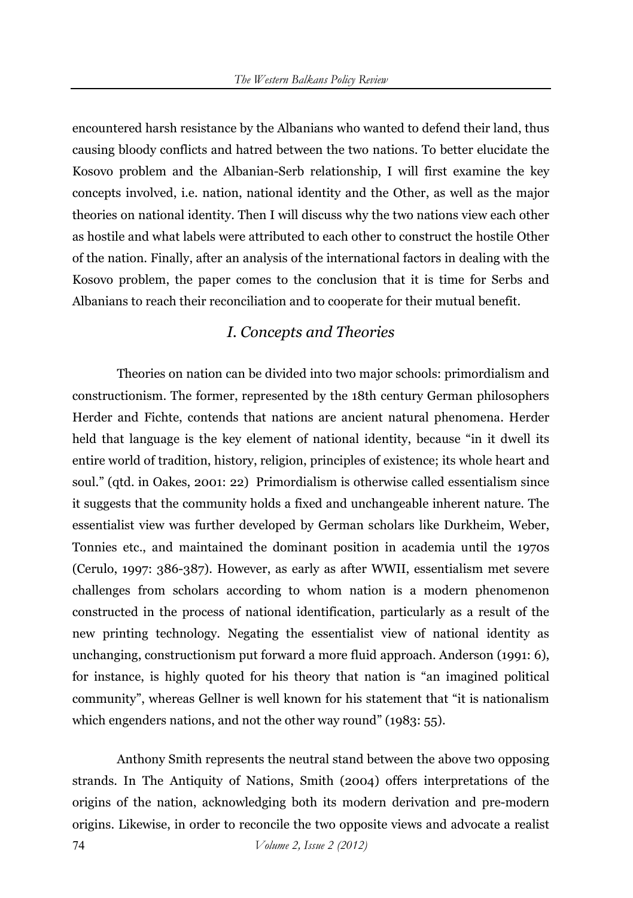encountered harsh resistance by the Albanians who wanted to defend their land, thus causing bloody conflicts and hatred between the two nations. To better elucidate the Kosovo problem and the Albanian-Serb relationship, I will first examine the key concepts involved, i.e. nation, national identity and the Other, as well as the major theories on national identity. Then I will discuss why the two nations view each other as hostile and what labels were attributed to each other to construct the hostile Other of the nation. Finally, after an analysis of the international factors in dealing with the Kosovo problem, the paper comes to the conclusion that it is time for Serbs and Albanians to reach their reconciliation and to cooperate for their mutual benefit.

## *I. Concepts and Theories*

Theories on nation can be divided into two major schools: primordialism and constructionism. The former, represented by the 18th century German philosophers Herder and Fichte, contends that nations are ancient natural phenomena. Herder held that language is the key element of national identity, because "in it dwell its entire world of tradition, history, religion, principles of existence; its whole heart and soul." (qtd. in Oakes, 2001: 22) Primordialism is otherwise called essentialism since it suggests that the community holds a fixed and unchangeable inherent nature. The essentialist view was further developed by German scholars like Durkheim, Weber, Tonnies etc., and maintained the dominant position in academia until the 1970s (Cerulo, 1997: 386-387). However, as early as after WWII, essentialism met severe challenges from scholars according to whom nation is a modern phenomenon constructed in the process of national identification, particularly as a result of the new printing technology. Negating the essentialist view of national identity as unchanging, constructionism put forward a more fluid approach. Anderson (1991: 6), for instance, is highly quoted for his theory that nation is "an imagined political community", whereas Gellner is well known for his statement that "it is nationalism which engenders nations, and not the other way round" (1983: 55).

Anthony Smith represents the neutral stand between the above two opposing strands. In The Antiquity of Nations, Smith (2004) offers interpretations of the origins of the nation, acknowledging both its modern derivation and pre-modern origins. Likewise, in order to reconcile the two opposite views and advocate a realist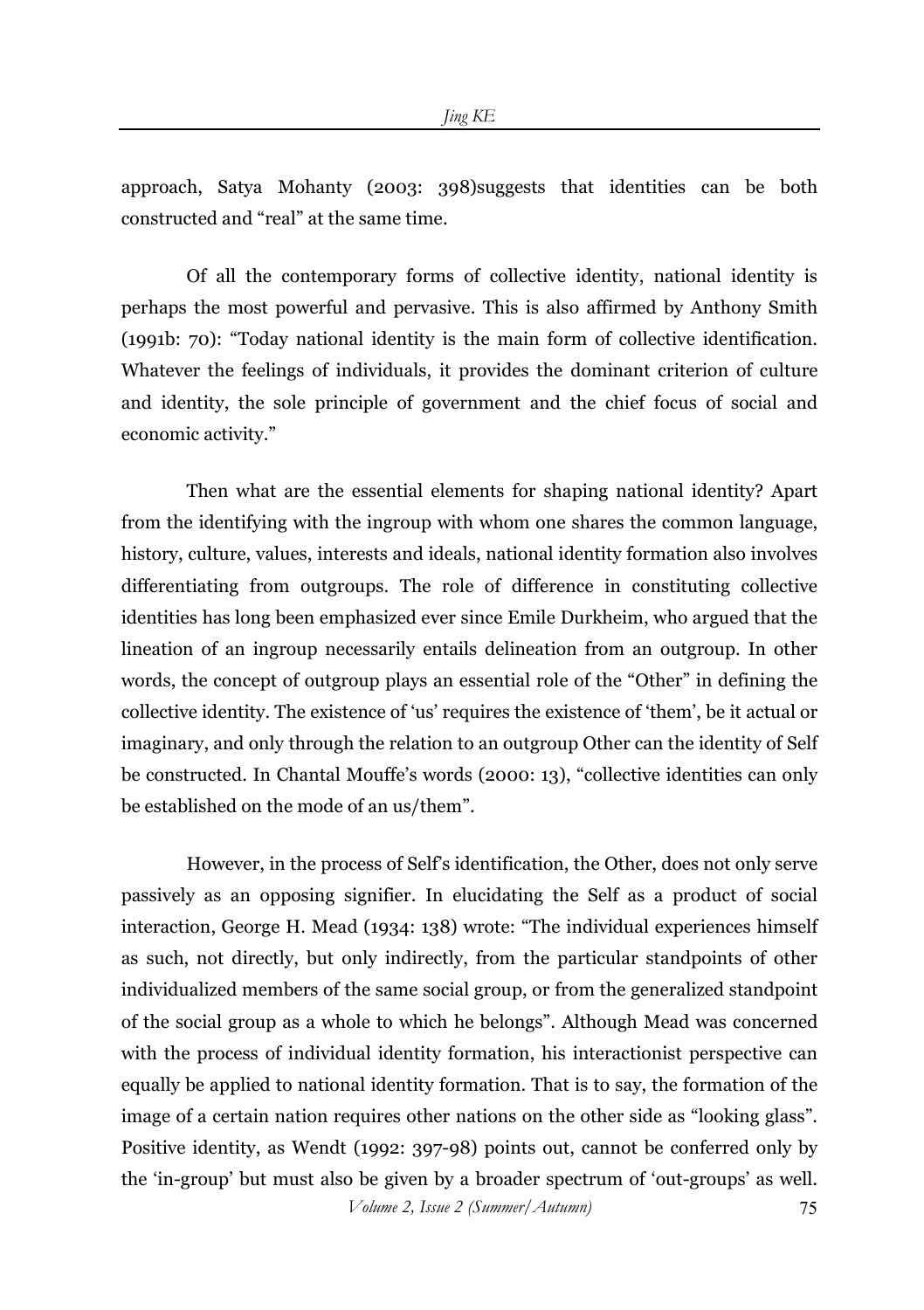approach, Satya Mohanty (2003: 398)suggests that identities can be both constructed and "real" at the same time.

Of all the contemporary forms of collective identity, national identity is perhaps the most powerful and pervasive. This is also affirmed by Anthony Smith (1991b: 70): "Today national identity is the main form of collective identification. Whatever the feelings of individuals, it provides the dominant criterion of culture and identity, the sole principle of government and the chief focus of social and economic activity."

Then what are the essential elements for shaping national identity? Apart from the identifying with the ingroup with whom one shares the common language, history, culture, values, interests and ideals, national identity formation also involves differentiating from outgroups. The role of difference in constituting collective identities has long been emphasized ever since Emile Durkheim, who argued that the lineation of an ingroup necessarily entails delineation from an outgroup. In other words, the concept of outgroup plays an essential role of the "Other" in defining the collective identity. The existence of 'us' requires the existence of 'them', be it actual or imaginary, and only through the relation to an outgroup Other can the identity of Self be constructed. In Chantal Mouffe's words (2000: 13), "collective identities can only be established on the mode of an us/them".

However, in the process of Self's identification, the Other, does not only serve passively as an opposing signifier. In elucidating the Self as a product of social interaction, George H. Mead (1934: 138) wrote: "The individual experiences himself as such, not directly, but only indirectly, from the particular standpoints of other individualized members of the same social group, or from the generalized standpoint of the social group as a whole to which he belongs". Although Mead was concerned with the process of individual identity formation, his interactionist perspective can equally be applied to national identity formation. That is to say, the formation of the image of a certain nation requires other nations on the other side as "looking glass". Positive identity, as Wendt (1992: 397-98) points out, cannot be conferred only by the 'in-group' but must also be given by a broader spectrum of 'out-groups' as well.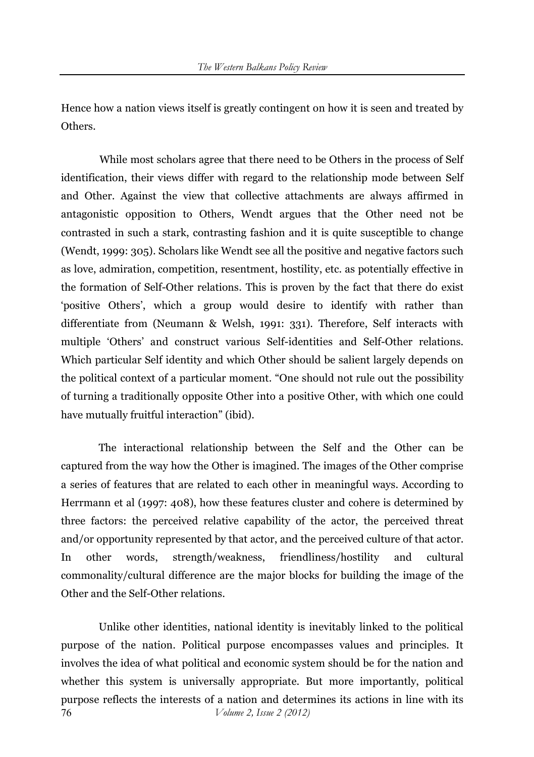Hence how a nation views itself is greatly contingent on how it is seen and treated by Others.

While most scholars agree that there need to be Others in the process of Self identification, their views differ with regard to the relationship mode between Self and Other. Against the view that collective attachments are always affirmed in antagonistic opposition to Others, Wendt argues that the Other need not be contrasted in such a stark, contrasting fashion and it is quite susceptible to change (Wendt, 1999: 305). Scholars like Wendt see all the positive and negative factors such as love, admiration, competition, resentment, hostility, etc. as potentially effective in the formation of Self-Other relations. This is proven by the fact that there do exist 'positive Others', which a group would desire to identify with rather than differentiate from (Neumann & Welsh, 1991: 331). Therefore, Self interacts with multiple 'Others' and construct various Self-identities and Self-Other relations. Which particular Self identity and which Other should be salient largely depends on the political context of a particular moment. "One should not rule out the possibility of turning a traditionally opposite Other into a positive Other, with which one could have mutually fruitful interaction" (ibid).

The interactional relationship between the Self and the Other can be captured from the way how the Other is imagined. The images of the Other comprise a series of features that are related to each other in meaningful ways. According to Herrmann et al (1997: 408), how these features cluster and cohere is determined by three factors: the perceived relative capability of the actor, the perceived threat and/or opportunity represented by that actor, and the perceived culture of that actor. In other words, strength/weakness, friendliness/hostility and cultural commonality/cultural difference are the major blocks for building the image of the Other and the Self-Other relations.

Unlike other identities, national identity is inevitably linked to the political purpose of the nation. Political purpose encompasses values and principles. It involves the idea of what political and economic system should be for the nation and whether this system is universally appropriate. But more importantly, political purpose reflects the interests of a nation and determines its actions in line with its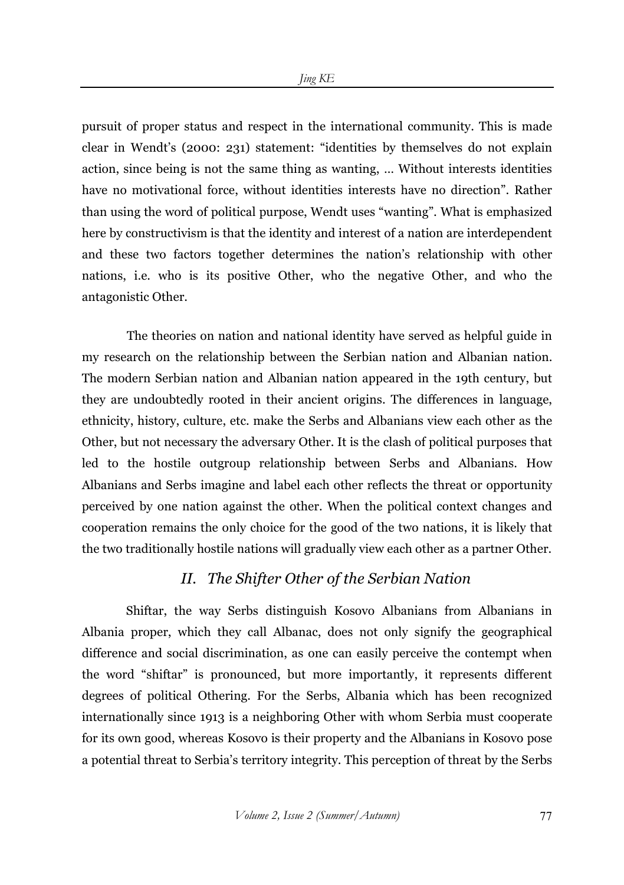pursuit of proper status and respect in the international community. This is made clear in Wendt's (2000: 231) statement: "identities by themselves do not explain action, since being is not the same thing as wanting, … Without interests identities have no motivational force, without identities interests have no direction". Rather than using the word of political purpose, Wendt uses "wanting". What is emphasized here by constructivism is that the identity and interest of a nation are interdependent and these two factors together determines the nation's relationship with other nations, i.e. who is its positive Other, who the negative Other, and who the antagonistic Other.

The theories on nation and national identity have served as helpful guide in my research on the relationship between the Serbian nation and Albanian nation. The modern Serbian nation and Albanian nation appeared in the 19th century, but they are undoubtedly rooted in their ancient origins. The differences in language, ethnicity, history, culture, etc. make the Serbs and Albanians view each other as the Other, but not necessary the adversary Other. It is the clash of political purposes that led to the hostile outgroup relationship between Serbs and Albanians. How Albanians and Serbs imagine and label each other reflects the threat or opportunity perceived by one nation against the other. When the political context changes and cooperation remains the only choice for the good of the two nations, it is likely that the two traditionally hostile nations will gradually view each other as a partner Other.

## *II. The Shifter Other of the Serbian Nation*

Shiftar, the way Serbs distinguish Kosovo Albanians from Albanians in Albania proper, which they call Albanac, does not only signify the geographical difference and social discrimination, as one can easily perceive the contempt when the word "shiftar" is pronounced, but more importantly, it represents different degrees of political Othering. For the Serbs, Albania which has been recognized internationally since 1913 is a neighboring Other with whom Serbia must cooperate for its own good, whereas Kosovo is their property and the Albanians in Kosovo pose a potential threat to Serbia's territory integrity. This perception of threat by the Serbs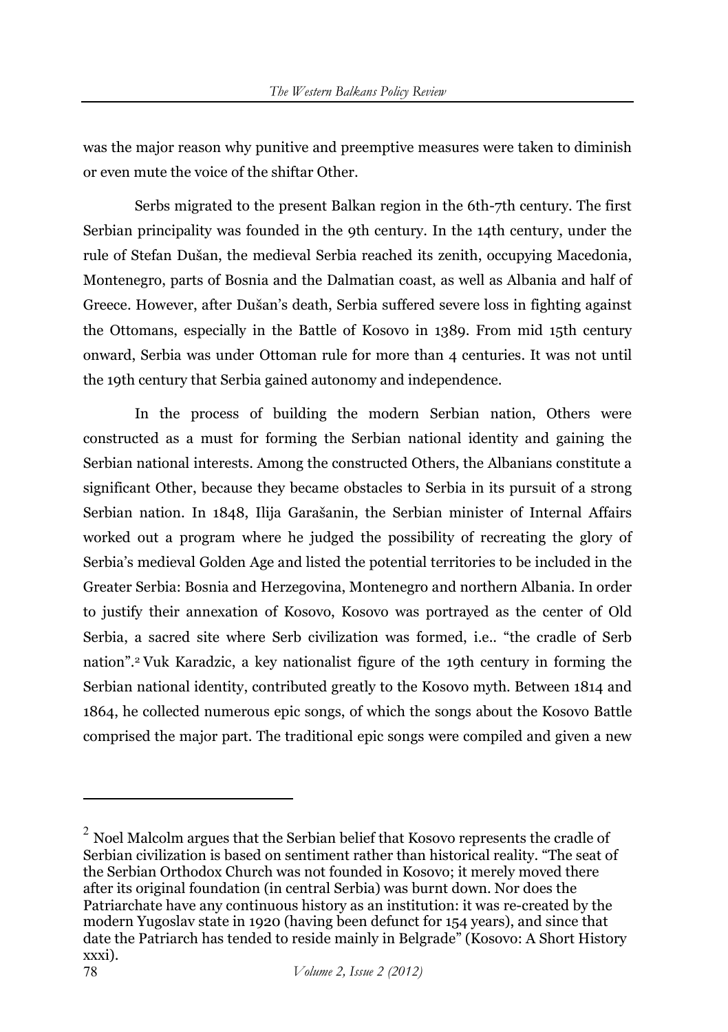was the major reason why punitive and preemptive measures were taken to diminish or even mute the voice of the shiftar Other.

Serbs migrated to the present Balkan region in the 6th-7th century. The first Serbian principality was founded in the 9th century. In the 14th century, under the rule of Stefan Dušan, the medieval Serbia reached its zenith, occupying Macedonia, Montenegro, parts of Bosnia and the Dalmatian coast, as well as Albania and half of Greece. However, after Dušan's death, Serbia suffered severe loss in fighting against the Ottomans, especially in the Battle of Kosovo in 1389. From mid 15th century onward, Serbia was under Ottoman rule for more than 4 centuries. It was not until the 19th century that Serbia gained autonomy and independence.

In the process of building the modern Serbian nation, Others were constructed as a must for forming the Serbian national identity and gaining the Serbian national interests. Among the constructed Others, the Albanians constitute a significant Other, because they became obstacles to Serbia in its pursuit of a strong Serbian nation. In 1848, Ilija Garašanin, the Serbian minister of Internal Affairs worked out a program where he judged the possibility of recreating the glory of Serbia's medieval Golden Age and listed the potential territories to be included in the Greater Serbia: Bosnia and Herzegovina, Montenegro and northern Albania. In order to justify their annexation of Kosovo, Kosovo was portrayed as the center of Old Serbia, a sacred site where Serb civilization was formed, i.e.. "the cradle of Serb nation".[2] Vuk Karadzic, a key nationalist figure of the 19th century in forming the Serbian national identity, contributed greatly to the Kosovo myth. Between 1814 and 1864, he collected numerous epic songs, of which the songs about the Kosovo Battle comprised the major part. The traditional epic songs were compiled and given a new

---

[2] Noel Malcolm argues that the Serbian belief that Kosovo represents the cradle of Serbian civilization is based on sentiment rather than historical reality. "The seat of the Serbian Orthodox Church was not founded in Kosovo; it merely moved there after its original foundation (in central Serbia) was burnt down. Nor does the Patriarchate have any continuous history as an institution: it was re-created by the modern Yugoslav state in 1920 (having been defunct for 154 years), and since that date the Patriarch has tended to reside mainly in Belgrade" (Kosovo: A Short History xxxi).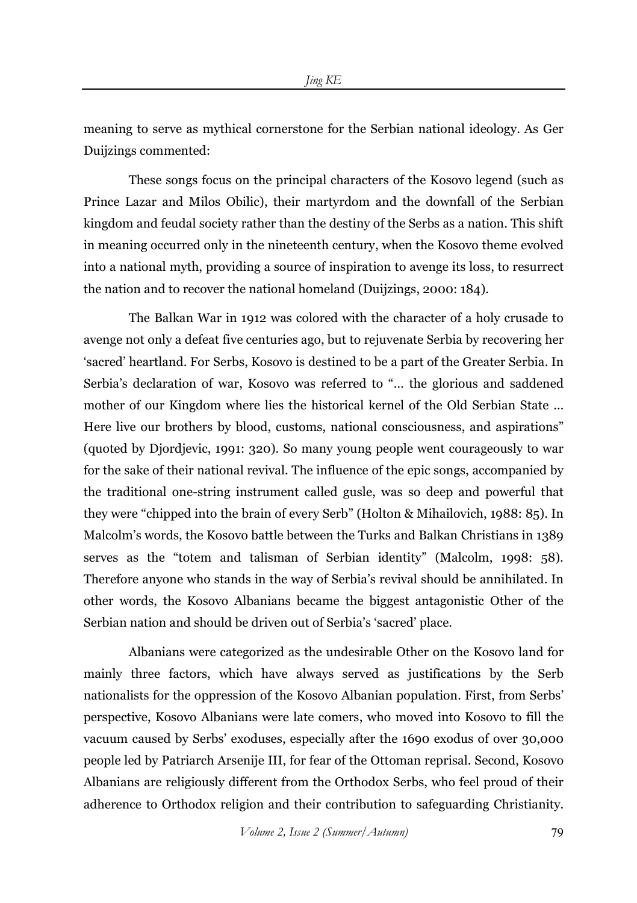meaning to serve as mythical cornerstone for the Serbian national ideology. As Ger Duijzings commented:

> These songs focus on the principal characters of the Kosovo legend (such as Prince Lazar and Milos Obilic), their martyrdom and the downfall of the Serbian kingdom and feudal society rather than the destiny of the Serbs as a nation. This shift in meaning occurred only in the nineteenth century, when the Kosovo theme evolved into a national myth, providing a source of inspiration to avenge its loss, to resurrect the nation and to recover the national homeland (Duijzings, 2000: 184).

The Balkan War in 1912 was colored with the character of a holy crusade to avenge not only a defeat five centuries ago, but to rejuvenate Serbia by recovering her 'sacred' heartland. For Serbs, Kosovo is destined to be a part of the Greater Serbia. In Serbia's declaration of war, Kosovo was referred to "… the glorious and saddened mother of our Kingdom where lies the historical kernel of the Old Serbian State … Here live our brothers by blood, customs, national consciousness, and aspirations" (quoted by Djordjevic, 1991: 320). So many young people went courageously to war for the sake of their national revival. The influence of the epic songs, accompanied by the traditional one-string instrument called gusle, was so deep and powerful that they were "chipped into the brain of every Serb" (Holton & Mihailovich, 1988: 85). In Malcolm's words, the Kosovo battle between the Turks and Balkan Christians in 1389 serves as the "totem and talisman of Serbian identity" (Malcolm, 1998: 58). Therefore anyone who stands in the way of Serbia's revival should be annihilated. In other words, the Kosovo Albanians became the biggest antagonistic Other of the Serbian nation and should be driven out of Serbia's 'sacred' place.

Albanians were categorized as the undesirable Other on the Kosovo land for mainly three factors, which have always served as justifications by the Serb nationalists for the oppression of the Kosovo Albanian population. First, from Serbs' perspective, Kosovo Albanians were late comers, who moved into Kosovo to fill the vacuum caused by Serbs' exoduses, especially after the 1690 exodus of over 30,000 people led by Patriarch Arsenije III, for fear of the Ottoman reprisal. Second, Kosovo Albanians are religiously different from the Orthodox Serbs, who feel proud of their adherence to Orthodox religion and their contribution to safeguarding Christianity.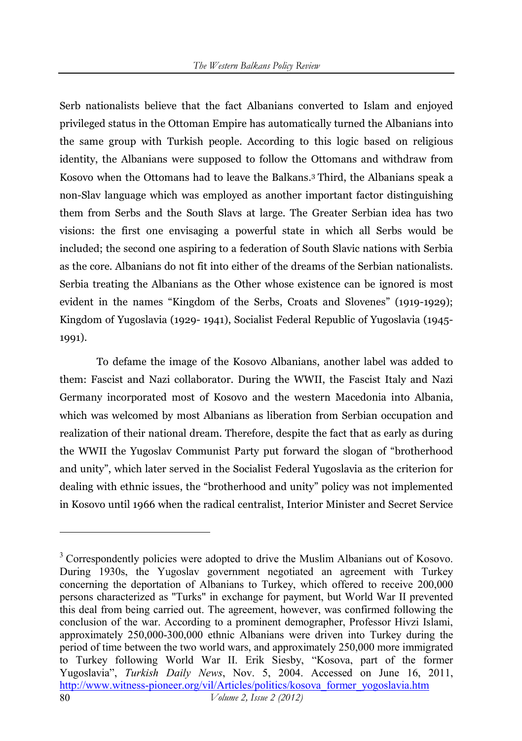Serb nationalists believe that the fact Albanians converted to Islam and enjoyed privileged status in the Ottoman Empire has automatically turned the Albanians into the same group with Turkish people. According to this logic based on religious identity, the Albanians were supposed to follow the Ottomans and withdraw from Kosovo when the Ottomans had to leave the Balkans.[3] Third, the Albanians speak a non-Slav language which was employed as another important factor distinguishing them from Serbs and the South Slavs at large. The Greater Serbian idea has two visions: the first one envisaging a powerful state in which all Serbs would be included; the second one aspiring to a federation of South Slavic nations with Serbia as the core. Albanians do not fit into either of the dreams of the Serbian nationalists. Serbia treating the Albanians as the Other whose existence can be ignored is most evident in the names "Kingdom of the Serbs, Croats and Slovenes" (1919-1929); Kingdom of Yugoslavia (1929- 1941), Socialist Federal Republic of Yugoslavia (1945-1991).

To defame the image of the Kosovo Albanians, another label was added to them: Fascist and Nazi collaborator. During the WWII, the Fascist Italy and Nazi Germany incorporated most of Kosovo and the western Macedonia into Albania, which was welcomed by most Albanians as liberation from Serbian occupation and realization of their national dream. Therefore, despite the fact that as early as during the WWII the Yugoslav Communist Party put forward the slogan of "brotherhood and unity", which later served in the Socialist Federal Yugoslavia as the criterion for dealing with ethnic issues, the "brotherhood and unity" policy was not implemented in Kosovo until 1966 when the radical centralist, Interior Minister and Secret Service

[3] Correspondently policies were adopted to drive the Muslim Albanians out of Kosovo. During 1930s, the Yugoslav government negotiated an agreement with Turkey concerning the deportation of Albanians to Turkey, which offered to receive 200,000 persons characterized as "Turks" in exchange for payment, but World War II prevented this deal from being carried out. The agreement, however, was confirmed following the conclusion of the war. According to a prominent demographer, Professor Hivzi Islami, approximately 250,000-300,000 ethnic Albanians were driven into Turkey during the period of time between the two world wars, and approximately 250,000 more immigrated to Turkey following World War II. Erik Siesby, "Kosova, part of the former Yugoslavia", *Turkish Daily News*, Nov. 5, 2004. Accessed on June 16, 2011, http://www.witness-pioneer.org/vil/Articles/politics/kosova_former_yogoslavia.htm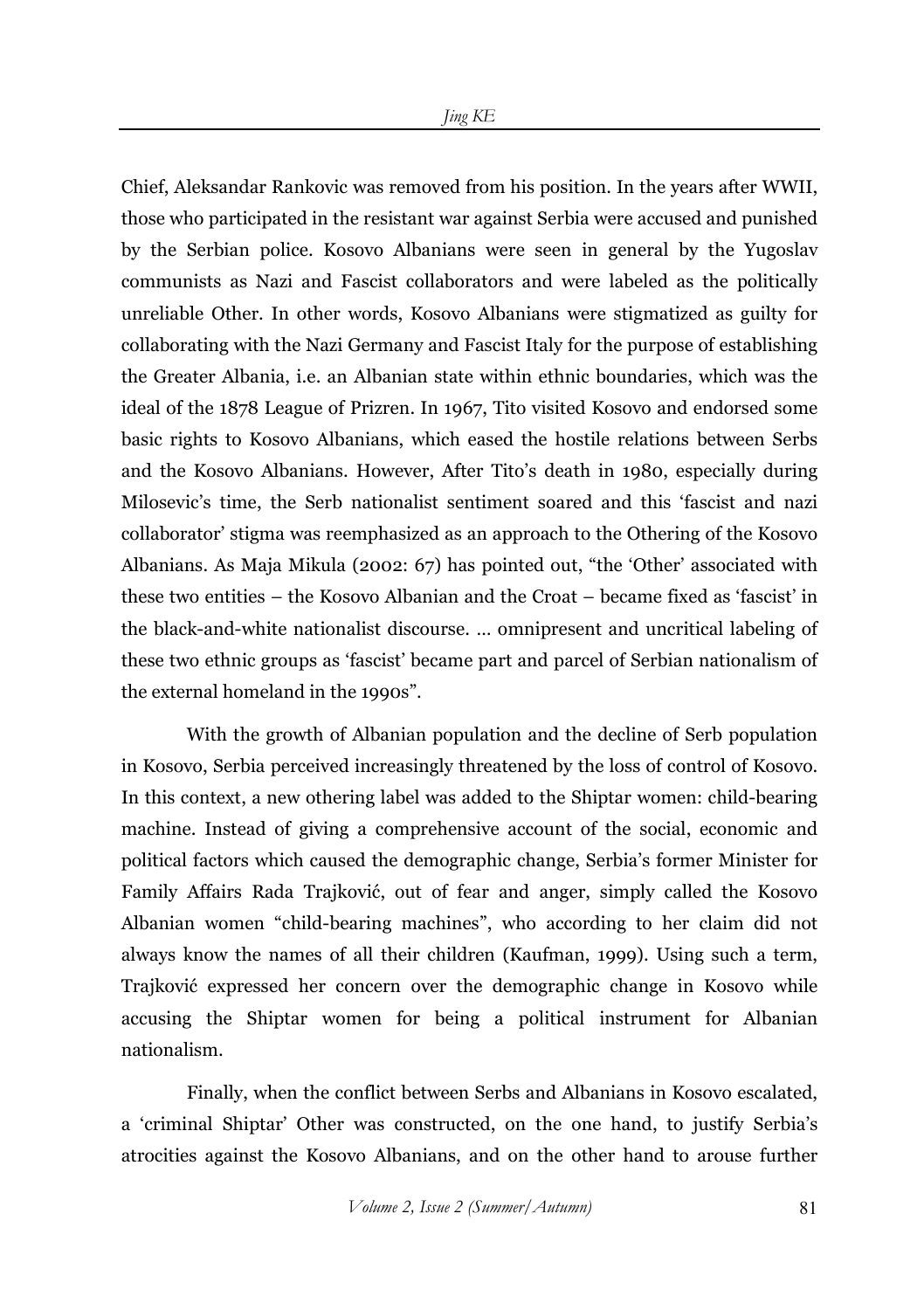Chief, Aleksandar Rankovic was removed from his position. In the years after WWII, those who participated in the resistant war against Serbia were accused and punished by the Serbian police. Kosovo Albanians were seen in general by the Yugoslav communists as Nazi and Fascist collaborators and were labeled as the politically unreliable Other. In other words, Kosovo Albanians were stigmatized as guilty for collaborating with the Nazi Germany and Fascist Italy for the purpose of establishing the Greater Albania, i.e. an Albanian state within ethnic boundaries, which was the ideal of the 1878 League of Prizren. In 1967, Tito visited Kosovo and endorsed some basic rights to Kosovo Albanians, which eased the hostile relations between Serbs and the Kosovo Albanians. However, After Tito's death in 1980, especially during Milosevic's time, the Serb nationalist sentiment soared and this 'fascist and nazi collaborator' stigma was reemphasized as an approach to the Othering of the Kosovo Albanians. As Maja Mikula (2002: 67) has pointed out, "the 'Other' associated with these two entities – the Kosovo Albanian and the Croat – became fixed as 'fascist' in the black-and-white nationalist discourse. … omnipresent and uncritical labeling of these two ethnic groups as 'fascist' became part and parcel of Serbian nationalism of the external homeland in the 1990s".

With the growth of Albanian population and the decline of Serb population in Kosovo, Serbia perceived increasingly threatened by the loss of control of Kosovo. In this context, a new othering label was added to the Shiptar women: child-bearing machine. Instead of giving a comprehensive account of the social, economic and political factors which caused the demographic change, Serbia's former Minister for Family Affairs Rada Trajković, out of fear and anger, simply called the Kosovo Albanian women "child-bearing machines", who according to her claim did not always know the names of all their children (Kaufman, 1999). Using such a term, Trajković expressed her concern over the demographic change in Kosovo while accusing the Shiptar women for being a political instrument for Albanian nationalism.

Finally, when the conflict between Serbs and Albanians in Kosovo escalated, a 'criminal Shiptar' Other was constructed, on the one hand, to justify Serbia's atrocities against the Kosovo Albanians, and on the other hand to arouse further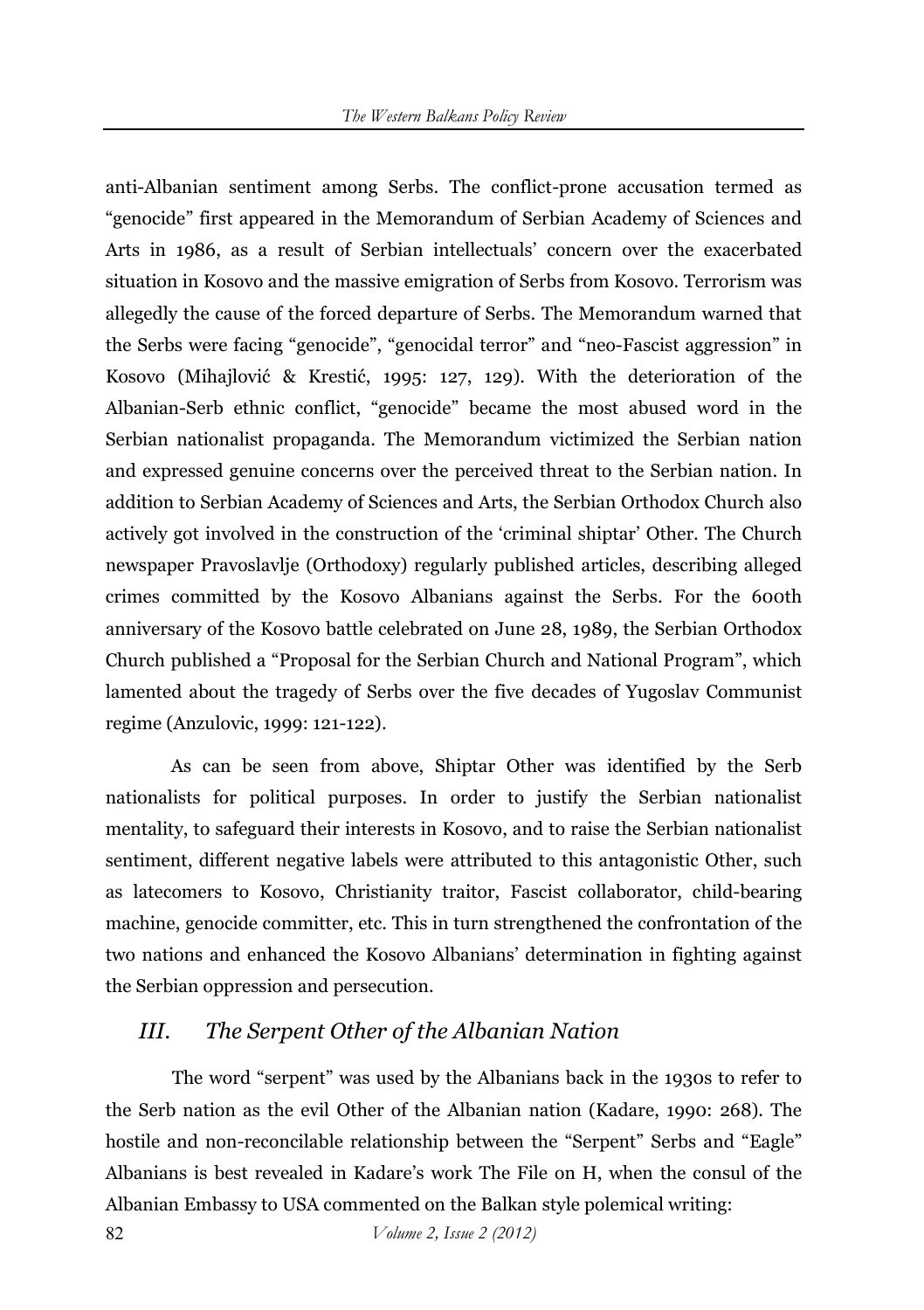anti-Albanian sentiment among Serbs. The conflict-prone accusation termed as "genocide" first appeared in the Memorandum of Serbian Academy of Sciences and Arts in 1986, as a result of Serbian intellectuals' concern over the exacerbated situation in Kosovo and the massive emigration of Serbs from Kosovo. Terrorism was allegedly the cause of the forced departure of Serbs. The Memorandum warned that the Serbs were facing "genocide", "genocidal terror" and "neo-Fascist aggression" in Kosovo (Mihajlović & Krestić, 1995: 127, 129). With the deterioration of the Albanian-Serb ethnic conflict, "genocide" became the most abused word in the Serbian nationalist propaganda. The Memorandum victimized the Serbian nation and expressed genuine concerns over the perceived threat to the Serbian nation. In addition to Serbian Academy of Sciences and Arts, the Serbian Orthodox Church also actively got involved in the construction of the 'criminal shiptar' Other. The Church newspaper Pravoslavlje (Orthodoxy) regularly published articles, describing alleged crimes committed by the Kosovo Albanians against the Serbs. For the 600th anniversary of the Kosovo battle celebrated on June 28, 1989, the Serbian Orthodox Church published a "Proposal for the Serbian Church and National Program", which lamented about the tragedy of Serbs over the five decades of Yugoslav Communist regime (Anzulovic, 1999: 121-122).

As can be seen from above, Shiptar Other was identified by the Serb nationalists for political purposes. In order to justify the Serbian nationalist mentality, to safeguard their interests in Kosovo, and to raise the Serbian nationalist sentiment, different negative labels were attributed to this antagonistic Other, such as latecomers to Kosovo, Christianity traitor, Fascist collaborator, child-bearing machine, genocide committer, etc. This in turn strengthened the confrontation of the two nations and enhanced the Kosovo Albanians' determination in fighting against the Serbian oppression and persecution.

## *III. The Serpent Other of the Albanian Nation*

The word "serpent" was used by the Albanians back in the 1930s to refer to the Serb nation as the evil Other of the Albanian nation (Kadare, 1990: 268). The hostile and non-reconcilable relationship between the "Serpent" Serbs and "Eagle" Albanians is best revealed in Kadare's work The File on H, when the consul of the Albanian Embassy to USA commented on the Balkan style polemical writing: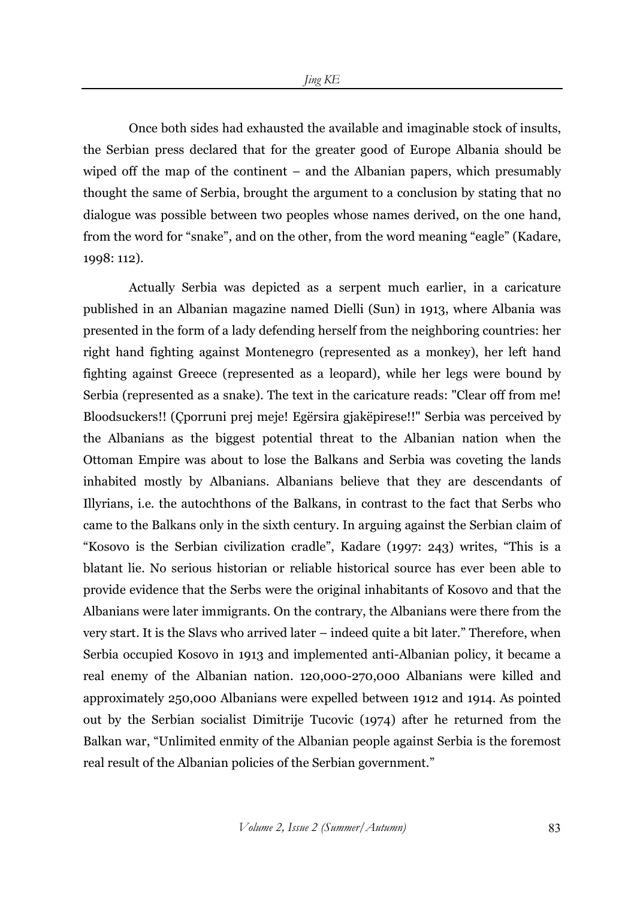Once both sides had exhausted the available and imaginable stock of insults, the Serbian press declared that for the greater good of Europe Albania should be wiped off the map of the continent – and the Albanian papers, which presumably thought the same of Serbia, brought the argument to a conclusion by stating that no dialogue was possible between two peoples whose names derived, on the one hand, from the word for "snake", and on the other, from the word meaning "eagle" (Kadare, 1998: 112).

Actually Serbia was depicted as a serpent much earlier, in a caricature published in an Albanian magazine named Dielli (Sun) in 1913, where Albania was presented in the form of a lady defending herself from the neighboring countries: her right hand fighting against Montenegro (represented as a monkey), her left hand fighting against Greece (represented as a leopard), while her legs were bound by Serbia (represented as a snake). The text in the caricature reads: "Clear off from me! Bloodsuckers!! (Çporruni prej meje! Egërsira gjakëpirese!!" Serbia was perceived by the Albanians as the biggest potential threat to the Albanian nation when the Ottoman Empire was about to lose the Balkans and Serbia was coveting the lands inhabited mostly by Albanians. Albanians believe that they are descendants of Illyrians, i.e. the autochthons of the Balkans, in contrast to the fact that Serbs who came to the Balkans only in the sixth century. In arguing against the Serbian claim of "Kosovo is the Serbian civilization cradle", Kadare (1997: 243) writes, "This is a blatant lie. No serious historian or reliable historical source has ever been able to provide evidence that the Serbs were the original inhabitants of Kosovo and that the Albanians were later immigrants. On the contrary, the Albanians were there from the very start. It is the Slavs who arrived later – indeed quite a bit later." Therefore, when Serbia occupied Kosovo in 1913 and implemented anti-Albanian policy, it became a real enemy of the Albanian nation. 120,000-270,000 Albanians were killed and approximately 250,000 Albanians were expelled between 1912 and 1914. As pointed out by the Serbian socialist Dimitrije Tucovic (1974) after he returned from the Balkan war, "Unlimited enmity of the Albanian people against Serbia is the foremost real result of the Albanian policies of the Serbian government."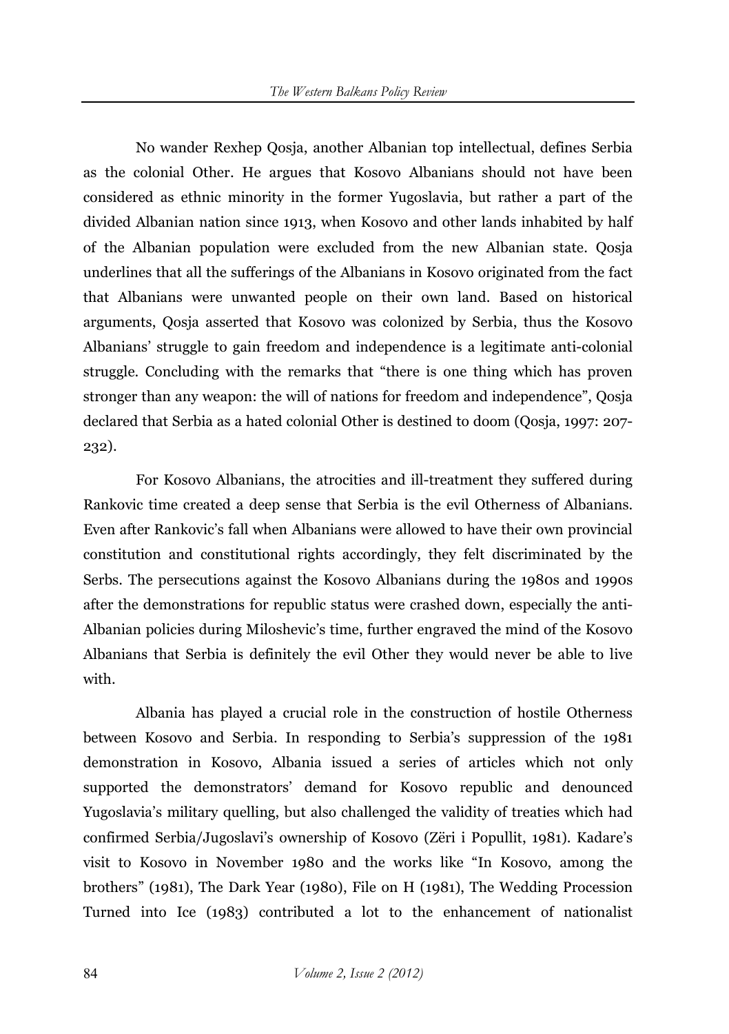No wander Rexhep Qosja, another Albanian top intellectual, defines Serbia as the colonial Other. He argues that Kosovo Albanians should not have been considered as ethnic minority in the former Yugoslavia, but rather a part of the divided Albanian nation since 1913, when Kosovo and other lands inhabited by half of the Albanian population were excluded from the new Albanian state. Qosja underlines that all the sufferings of the Albanians in Kosovo originated from the fact that Albanians were unwanted people on their own land. Based on historical arguments, Qosja asserted that Kosovo was colonized by Serbia, thus the Kosovo Albanians' struggle to gain freedom and independence is a legitimate anti-colonial struggle. Concluding with the remarks that "there is one thing which has proven stronger than any weapon: the will of nations for freedom and independence", Qosja declared that Serbia as a hated colonial Other is destined to doom (Qosja, 1997: 207-232).

For Kosovo Albanians, the atrocities and ill-treatment they suffered during Rankovic time created a deep sense that Serbia is the evil Otherness of Albanians. Even after Rankovic's fall when Albanians were allowed to have their own provincial constitution and constitutional rights accordingly, they felt discriminated by the Serbs. The persecutions against the Kosovo Albanians during the 1980s and 1990s after the demonstrations for republic status were crashed down, especially the anti-Albanian policies during Miloshevic's time, further engraved the mind of the Kosovo Albanians that Serbia is definitely the evil Other they would never be able to live with.

Albania has played a crucial role in the construction of hostile Otherness between Kosovo and Serbia. In responding to Serbia's suppression of the 1981 demonstration in Kosovo, Albania issued a series of articles which not only supported the demonstrators' demand for Kosovo republic and denounced Yugoslavia's military quelling, but also challenged the validity of treaties which had confirmed Serbia/Jugoslavi's ownership of Kosovo (Zëri i Popullit, 1981). Kadare's visit to Kosovo in November 1980 and the works like "In Kosovo, among the brothers" (1981), The Dark Year (1980), File on H (1981), The Wedding Procession Turned into Ice (1983) contributed a lot to the enhancement of nationalist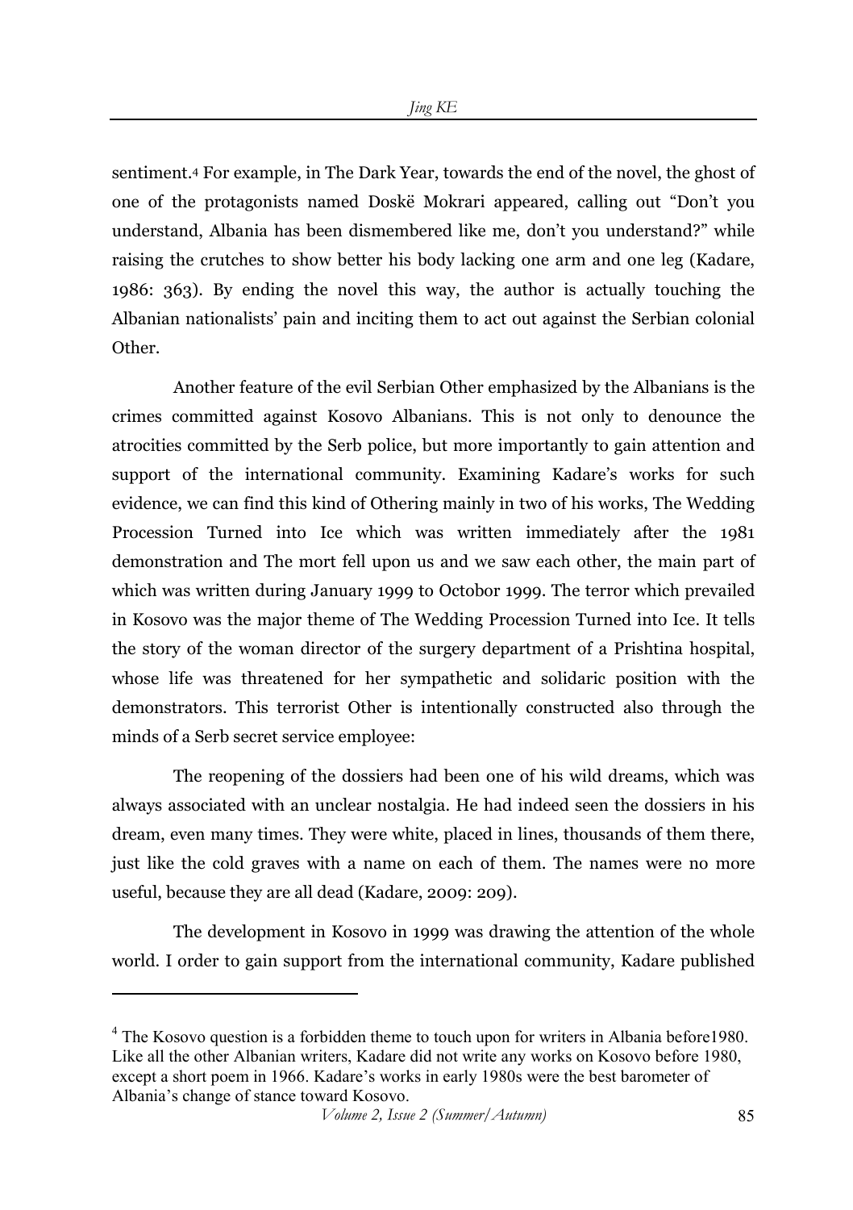sentiment.[4] For example, in The Dark Year, towards the end of the novel, the ghost of one of the protagonists named Doskë Mokrari appeared, calling out "Don't you understand, Albania has been dismembered like me, don't you understand?" while raising the crutches to show better his body lacking one arm and one leg (Kadare, 1986: 363). By ending the novel this way, the author is actually touching the Albanian nationalists' pain and inciting them to act out against the Serbian colonial Other.

Another feature of the evil Serbian Other emphasized by the Albanians is the crimes committed against Kosovo Albanians. This is not only to denounce the atrocities committed by the Serb police, but more importantly to gain attention and support of the international community. Examining Kadare's works for such evidence, we can find this kind of Othering mainly in two of his works, The Wedding Procession Turned into Ice which was written immediately after the 1981 demonstration and The mort fell upon us and we saw each other, the main part of which was written during January 1999 to Octobor 1999. The terror which prevailed in Kosovo was the major theme of The Wedding Procession Turned into Ice. It tells the story of the woman director of the surgery department of a Prishtina hospital, whose life was threatened for her sympathetic and solidaric position with the demonstrators. This terrorist Other is intentionally constructed also through the minds of a Serb secret service employee:

> The reopening of the dossiers had been one of his wild dreams, which was always associated with an unclear nostalgia. He had indeed seen the dossiers in his dream, even many times. They were white, placed in lines, thousands of them there, just like the cold graves with a name on each of them. The names were no more useful, because they are all dead (Kadare, 2009: 209).

The development in Kosovo in 1999 was drawing the attention of the whole world. I order to gain support from the international community, Kadare published

---

[4] The Kosovo question is a forbidden theme to touch upon for writers in Albania before1980. Like all the other Albanian writers, Kadare did not write any works on Kosovo before 1980, except a short poem in 1966. Kadare's works in early 1980s were the best barometer of Albania's change of stance toward Kosovo.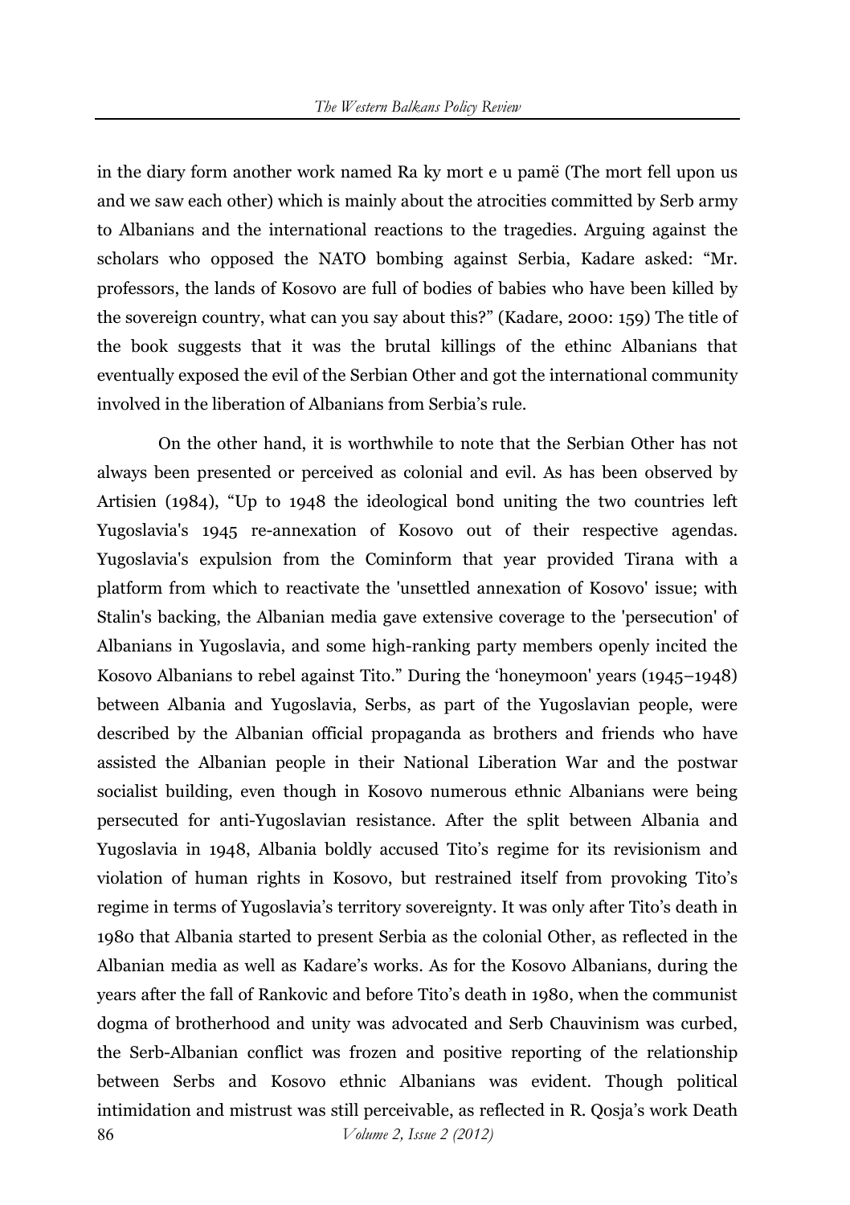in the diary form another work named Ra ky mort e u pamë (The mort fell upon us and we saw each other) which is mainly about the atrocities committed by Serb army to Albanians and the international reactions to the tragedies. Arguing against the scholars who opposed the NATO bombing against Serbia, Kadare asked: "Mr. professors, the lands of Kosovo are full of bodies of babies who have been killed by the sovereign country, what can you say about this?" (Kadare, 2000: 159) The title of the book suggests that it was the brutal killings of the ethinc Albanians that eventually exposed the evil of the Serbian Other and got the international community involved in the liberation of Albanians from Serbia's rule.

On the other hand, it is worthwhile to note that the Serbian Other has not always been presented or perceived as colonial and evil. As has been observed by Artisien (1984), "Up to 1948 the ideological bond uniting the two countries left Yugoslavia's 1945 re-annexation of Kosovo out of their respective agendas. Yugoslavia's expulsion from the Cominform that year provided Tirana with a platform from which to reactivate the 'unsettled annexation of Kosovo' issue; with Stalin's backing, the Albanian media gave extensive coverage to the 'persecution' of Albanians in Yugoslavia, and some high-ranking party members openly incited the Kosovo Albanians to rebel against Tito." During the 'honeymoon' years (1945–1948) between Albania and Yugoslavia, Serbs, as part of the Yugoslavian people, were described by the Albanian official propaganda as brothers and friends who have assisted the Albanian people in their National Liberation War and the postwar socialist building, even though in Kosovo numerous ethnic Albanians were being persecuted for anti-Yugoslavian resistance. After the split between Albania and Yugoslavia in 1948, Albania boldly accused Tito's regime for its revisionism and violation of human rights in Kosovo, but restrained itself from provoking Tito's regime in terms of Yugoslavia's territory sovereignty. It was only after Tito's death in 1980 that Albania started to present Serbia as the colonial Other, as reflected in the Albanian media as well as Kadare's works. As for the Kosovo Albanians, during the years after the fall of Rankovic and before Tito's death in 1980, when the communist dogma of brotherhood and unity was advocated and Serb Chauvinism was curbed, the Serb-Albanian conflict was frozen and positive reporting of the relationship between Serbs and Kosovo ethnic Albanians was evident. Though political intimidation and mistrust was still perceivable, as reflected in R. Qosja's work Death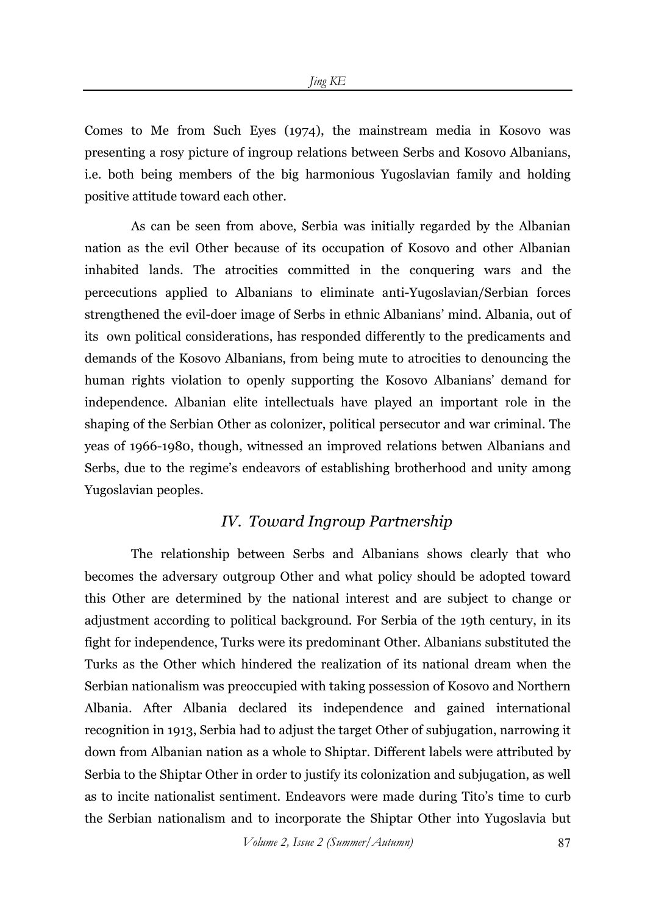Comes to Me from Such Eyes (1974), the mainstream media in Kosovo was presenting a rosy picture of ingroup relations between Serbs and Kosovo Albanians, i.e. both being members of the big harmonious Yugoslavian family and holding positive attitude toward each other.

As can be seen from above, Serbia was initially regarded by the Albanian nation as the evil Other because of its occupation of Kosovo and other Albanian inhabited lands. The atrocities committed in the conquering wars and the percecutions applied to Albanians to eliminate anti-Yugoslavian/Serbian forces strengthened the evil-doer image of Serbs in ethnic Albanians' mind. Albania, out of its own political considerations, has responded differently to the predicaments and demands of the Kosovo Albanians, from being mute to atrocities to denouncing the human rights violation to openly supporting the Kosovo Albanians' demand for independence. Albanian elite intellectuals have played an important role in the shaping of the Serbian Other as colonizer, political persecutor and war criminal. The yeas of 1966-1980, though, witnessed an improved relations betwen Albanians and Serbs, due to the regime's endeavors of establishing brotherhood and unity among Yugoslavian peoples.

## IV. Toward Ingroup Partnership

The relationship between Serbs and Albanians shows clearly that who becomes the adversary outgroup Other and what policy should be adopted toward this Other are determined by the national interest and are subject to change or adjustment according to political background. For Serbia of the 19th century, in its fight for independence, Turks were its predominant Other. Albanians substituted the Turks as the Other which hindered the realization of its national dream when the Serbian nationalism was preoccupied with taking possession of Kosovo and Northern Albania. After Albania declared its independence and gained international recognition in 1913, Serbia had to adjust the target Other of subjugation, narrowing it down from Albanian nation as a whole to Shiptar. Different labels were attributed by Serbia to the Shiptar Other in order to justify its colonization and subjugation, as well as to incite nationalist sentiment. Endeavors were made during Tito's time to curb the Serbian nationalism and to incorporate the Shiptar Other into Yugoslavia but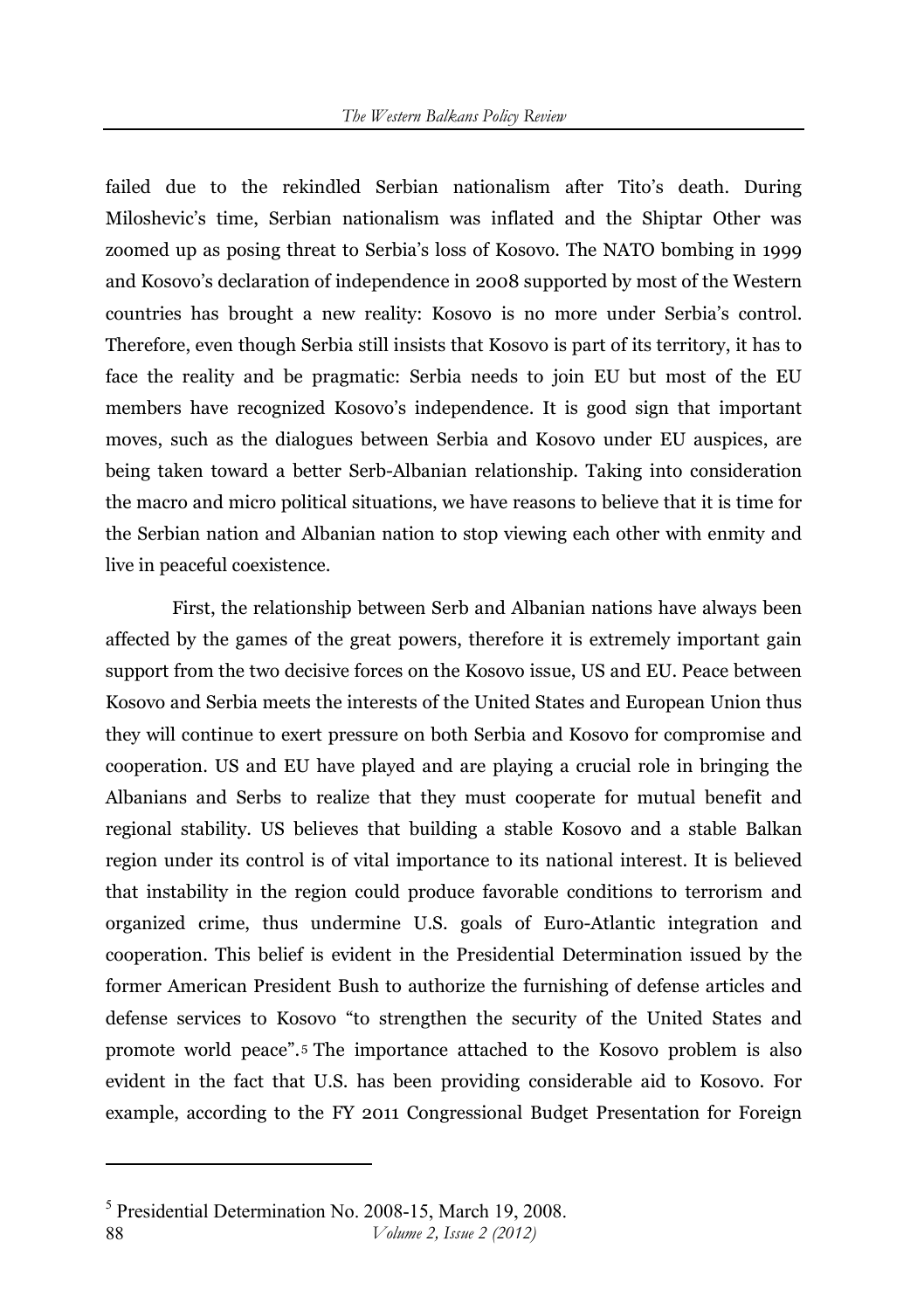failed due to the rekindled Serbian nationalism after Tito's death. During Miloshevic's time, Serbian nationalism was inflated and the Shiptar Other was zoomed up as posing threat to Serbia's loss of Kosovo. The NATO bombing in 1999 and Kosovo's declaration of independence in 2008 supported by most of the Western countries has brought a new reality: Kosovo is no more under Serbia's control. Therefore, even though Serbia still insists that Kosovo is part of its territory, it has to face the reality and be pragmatic: Serbia needs to join EU but most of the EU members have recognized Kosovo's independence. It is good sign that important moves, such as the dialogues between Serbia and Kosovo under EU auspices, are being taken toward a better Serb-Albanian relationship. Taking into consideration the macro and micro political situations, we have reasons to believe that it is time for the Serbian nation and Albanian nation to stop viewing each other with enmity and live in peaceful coexistence.

First, the relationship between Serb and Albanian nations have always been affected by the games of the great powers, therefore it is extremely important gain support from the two decisive forces on the Kosovo issue, US and EU. Peace between Kosovo and Serbia meets the interests of the United States and European Union thus they will continue to exert pressure on both Serbia and Kosovo for compromise and cooperation. US and EU have played and are playing a crucial role in bringing the Albanians and Serbs to realize that they must cooperate for mutual benefit and regional stability. US believes that building a stable Kosovo and a stable Balkan region under its control is of vital importance to its national interest. It is believed that instability in the region could produce favorable conditions to terrorism and organized crime, thus undermine U.S. goals of Euro-Atlantic integration and cooperation. This belief is evident in the Presidential Determination issued by the former American President Bush to authorize the furnishing of defense articles and defense services to Kosovo "to strengthen the security of the United States and promote world peace".[5] The importance attached to the Kosovo problem is also evident in the fact that U.S. has been providing considerable aid to Kosovo. For example, according to the FY 2011 Congressional Budget Presentation for Foreign

[5] Presidential Determination No. 2008-15, March 19, 2008.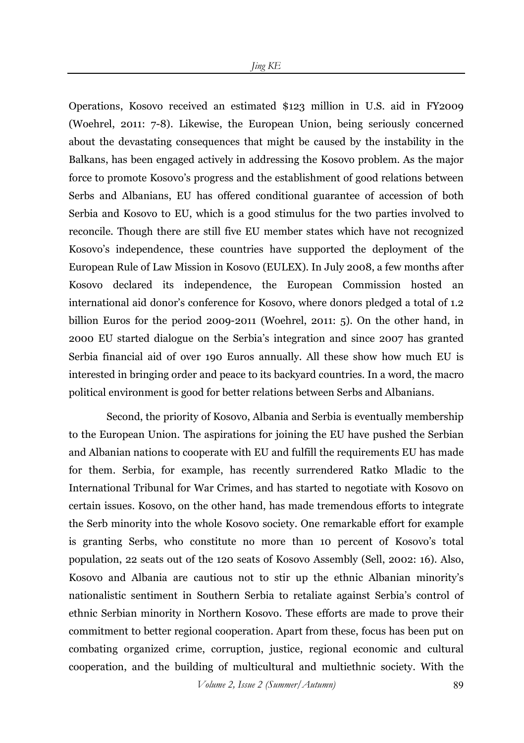Operations, Kosovo received an estimated $123 million in U.S. aid in FY2009 (Woehrel, 2011: 7-8). Likewise, the European Union, being seriously concerned about the devastating consequences that might be caused by the instability in the Balkans, has been engaged actively in addressing the Kosovo problem. As the major force to promote Kosovo's progress and the establishment of good relations between Serbs and Albanians, EU has offered conditional guarantee of accession of both Serbia and Kosovo to EU, which is a good stimulus for the two parties involved to reconcile. Though there are still five EU member states which have not recognized Kosovo's independence, these countries have supported the deployment of the European Rule of Law Mission in Kosovo (EULEX). In July 2008, a few months after Kosovo declared its independence, the European Commission hosted an international aid donor's conference for Kosovo, where donors pledged a total of 1.2 billion Euros for the period 2009-2011 (Woehrel, 2011: 5). On the other hand, in 2000 EU started dialogue on the Serbia's integration and since 2007 has granted Serbia financial aid of over 190 Euros annually. All these show how much EU is interested in bringing order and peace to its backyard countries. In a word, the macro political environment is good for better relations between Serbs and Albanians.

Second, the priority of Kosovo, Albania and Serbia is eventually membership to the European Union. The aspirations for joining the EU have pushed the Serbian and Albanian nations to cooperate with EU and fulfill the requirements EU has made for them. Serbia, for example, has recently surrendered Ratko Mladic to the International Tribunal for War Crimes, and has started to negotiate with Kosovo on certain issues. Kosovo, on the other hand, has made tremendous efforts to integrate the Serb minority into the whole Kosovo society. One remarkable effort for example is granting Serbs, who constitute no more than 10 percent of Kosovo's total population, 22 seats out of the 120 seats of Kosovo Assembly (Sell, 2002: 16). Also, Kosovo and Albania are cautious not to stir up the ethnic Albanian minority's nationalistic sentiment in Southern Serbia to retaliate against Serbia's control of ethnic Serbian minority in Northern Kosovo. These efforts are made to prove their commitment to better regional cooperation. Apart from these, focus has been put on combating organized crime, corruption, justice, regional economic and cultural cooperation, and the building of multicultural and multiethnic society. With the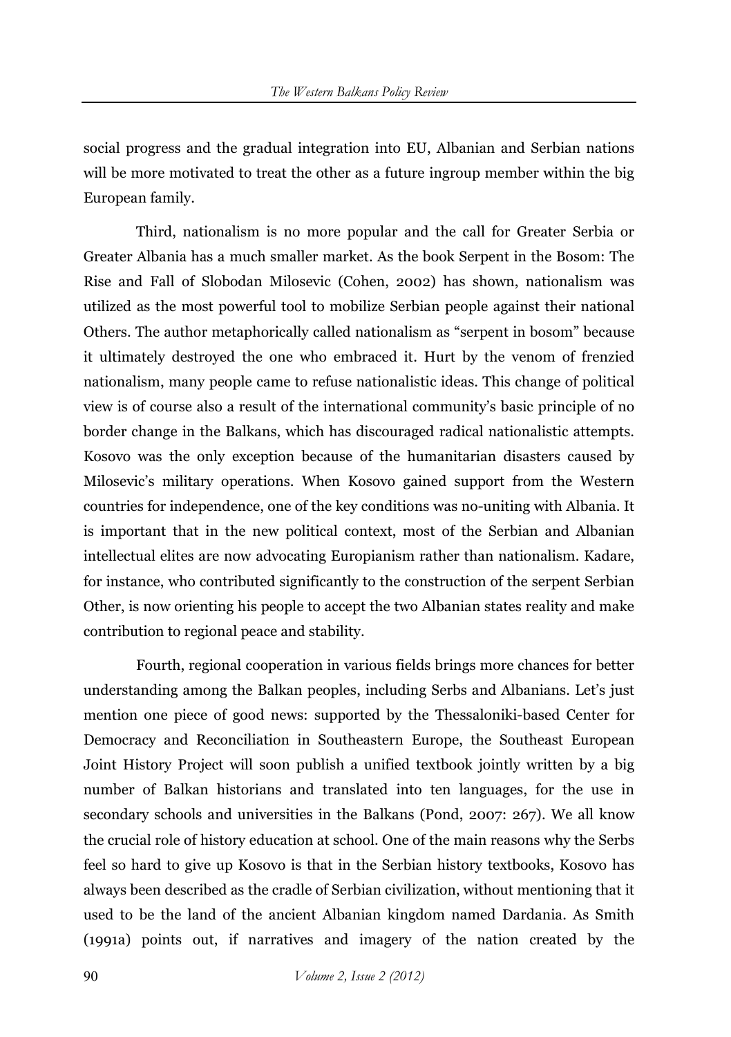social progress and the gradual integration into EU, Albanian and Serbian nations will be more motivated to treat the other as a future ingroup member within the big European family.

Third, nationalism is no more popular and the call for Greater Serbia or Greater Albania has a much smaller market. As the book Serpent in the Bosom: The Rise and Fall of Slobodan Milosevic (Cohen, 2002) has shown, nationalism was utilized as the most powerful tool to mobilize Serbian people against their national Others. The author metaphorically called nationalism as "serpent in bosom" because it ultimately destroyed the one who embraced it. Hurt by the venom of frenzied nationalism, many people came to refuse nationalistic ideas. This change of political view is of course also a result of the international community's basic principle of no border change in the Balkans, which has discouraged radical nationalistic attempts. Kosovo was the only exception because of the humanitarian disasters caused by Milosevic's military operations. When Kosovo gained support from the Western countries for independence, one of the key conditions was no-uniting with Albania. It is important that in the new political context, most of the Serbian and Albanian intellectual elites are now advocating Europianism rather than nationalism. Kadare, for instance, who contributed significantly to the construction of the serpent Serbian Other, is now orienting his people to accept the two Albanian states reality and make contribution to regional peace and stability.

Fourth, regional cooperation in various fields brings more chances for better understanding among the Balkan peoples, including Serbs and Albanians. Let's just mention one piece of good news: supported by the Thessaloniki-based Center for Democracy and Reconciliation in Southeastern Europe, the Southeast European Joint History Project will soon publish a unified textbook jointly written by a big number of Balkan historians and translated into ten languages, for the use in secondary schools and universities in the Balkans (Pond, 2007: 267). We all know the crucial role of history education at school. One of the main reasons why the Serbs feel so hard to give up Kosovo is that in the Serbian history textbooks, Kosovo has always been described as the cradle of Serbian civilization, without mentioning that it used to be the land of the ancient Albanian kingdom named Dardania. As Smith (1991a) points out, if narratives and imagery of the nation created by the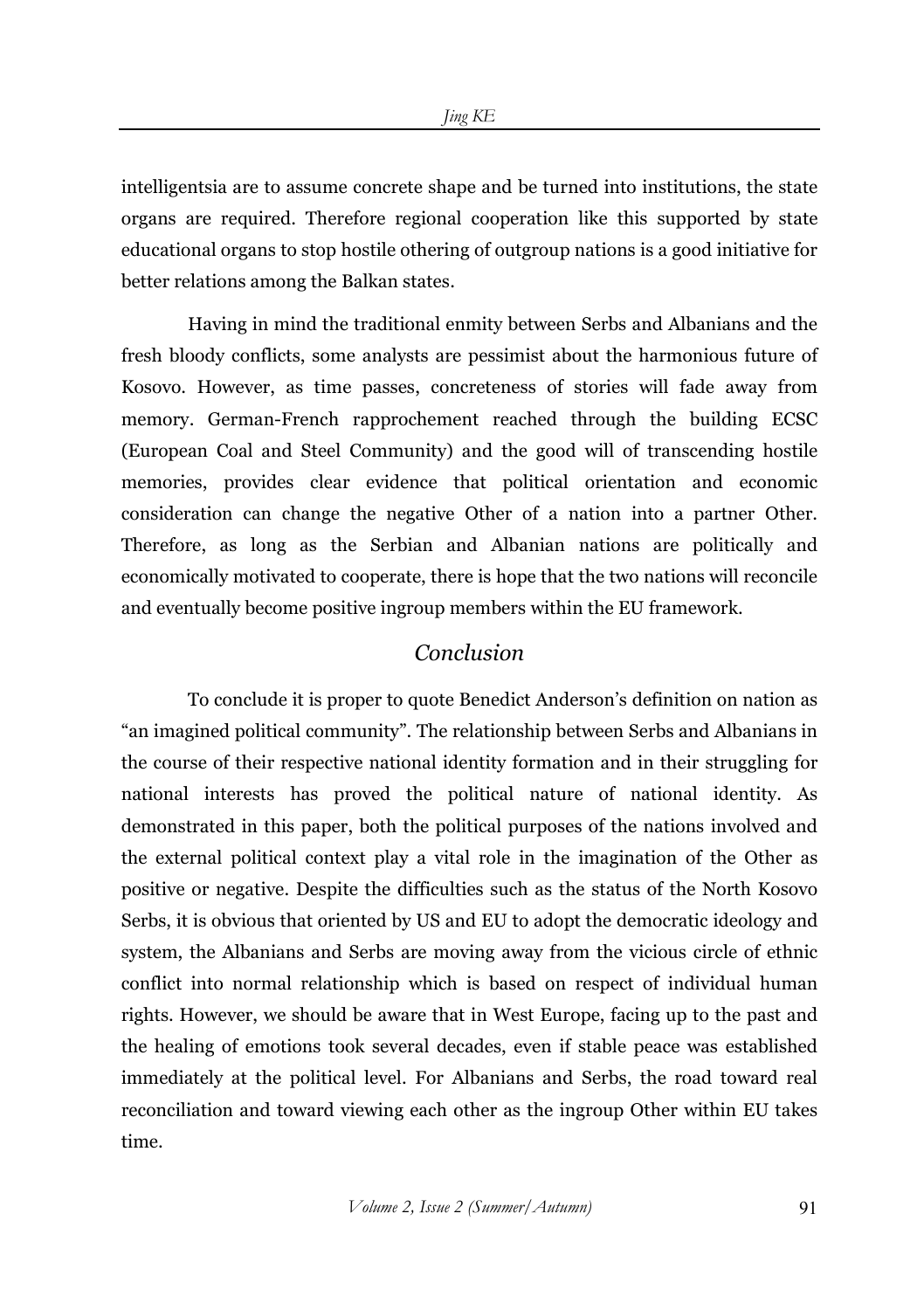intelligentsia are to assume concrete shape and be turned into institutions, the state organs are required. Therefore regional cooperation like this supported by state educational organs to stop hostile othering of outgroup nations is a good initiative for better relations among the Balkan states.

Having in mind the traditional enmity between Serbs and Albanians and the fresh bloody conflicts, some analysts are pessimist about the harmonious future of Kosovo. However, as time passes, concreteness of stories will fade away from memory. German-French rapprochement reached through the building ECSC (European Coal and Steel Community) and the good will of transcending hostile memories, provides clear evidence that political orientation and economic consideration can change the negative Other of a nation into a partner Other. Therefore, as long as the Serbian and Albanian nations are politically and economically motivated to cooperate, there is hope that the two nations will reconcile and eventually become positive ingroup members within the EU framework.

## *Conclusion*

To conclude it is proper to quote Benedict Anderson's definition on nation as "an imagined political community". The relationship between Serbs and Albanians in the course of their respective national identity formation and in their struggling for national interests has proved the political nature of national identity. As demonstrated in this paper, both the political purposes of the nations involved and the external political context play a vital role in the imagination of the Other as positive or negative. Despite the difficulties such as the status of the North Kosovo Serbs, it is obvious that oriented by US and EU to adopt the democratic ideology and system, the Albanians and Serbs are moving away from the vicious circle of ethnic conflict into normal relationship which is based on respect of individual human rights. However, we should be aware that in West Europe, facing up to the past and the healing of emotions took several decades, even if stable peace was established immediately at the political level. For Albanians and Serbs, the road toward real reconciliation and toward viewing each other as the ingroup Other within EU takes time.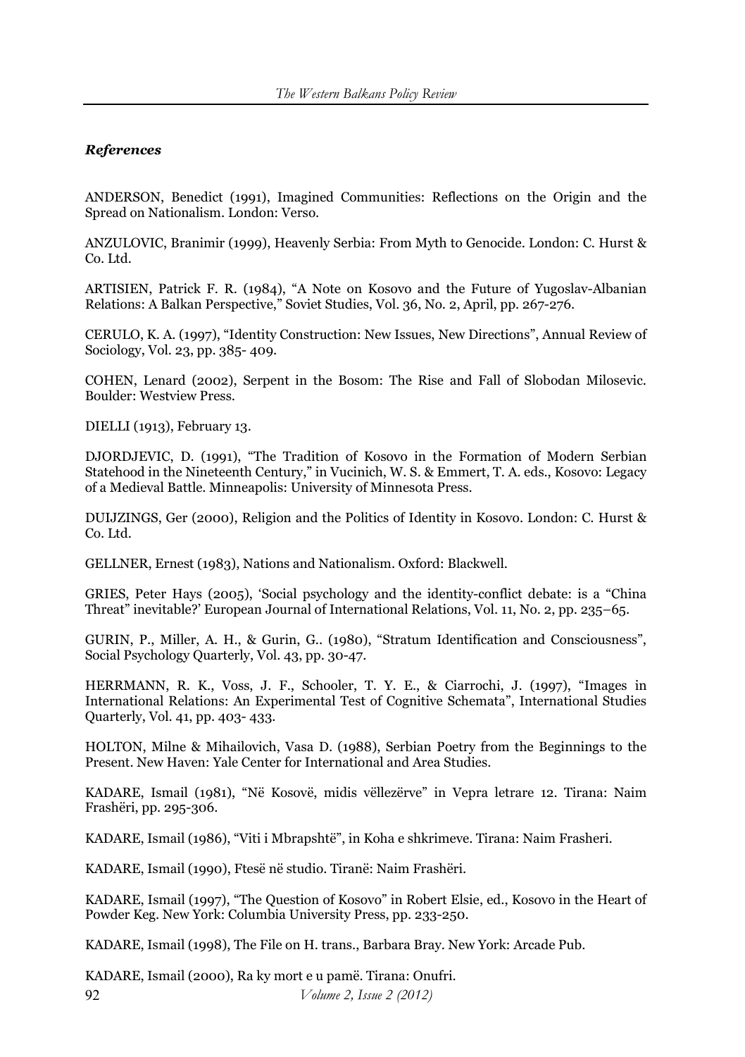### *References*

ANDERSON, Benedict (1991), Imagined Communities: Reflections on the Origin and the Spread on Nationalism. London: Verso.

ANZULOVIC, Branimir (1999), Heavenly Serbia: From Myth to Genocide. London: C. Hurst & Co. Ltd.

ARTISIEN, Patrick F. R. (1984), "A Note on Kosovo and the Future of Yugoslav-Albanian Relations: A Balkan Perspective," Soviet Studies, Vol. 36, No. 2, April, pp. 267-276.

CERULO, K. A. (1997), "Identity Construction: New Issues, New Directions", Annual Review of Sociology, Vol. 23, pp. 385- 409.

COHEN, Lenard (2002), Serpent in the Bosom: The Rise and Fall of Slobodan Milosevic. Boulder: Westview Press.

DIELLI (1913), February 13.

DJORDJEVIC, D. (1991), "The Tradition of Kosovo in the Formation of Modern Serbian Statehood in the Nineteenth Century," in Vucinich, W. S. & Emmert, T. A. eds., Kosovo: Legacy of a Medieval Battle. Minneapolis: University of Minnesota Press.

DUIJZINGS, Ger (2000), Religion and the Politics of Identity in Kosovo. London: C. Hurst & Co. Ltd.

GELLNER, Ernest (1983), Nations and Nationalism. Oxford: Blackwell.

GRIES, Peter Hays (2005), 'Social psychology and the identity-conflict debate: is a "China Threat" inevitable?' European Journal of International Relations, Vol. 11, No. 2, pp. 235–65.

GURIN, P., Miller, A. H., & Gurin, G.. (1980), "Stratum Identification and Consciousness", Social Psychology Quarterly, Vol. 43, pp. 30-47.

HERRMANN, R. K., Voss, J. F., Schooler, T. Y. E., & Ciarrochi, J. (1997), "Images in International Relations: An Experimental Test of Cognitive Schemata", International Studies Quarterly, Vol. 41, pp. 403- 433.

HOLTON, Milne & Mihailovich, Vasa D. (1988), Serbian Poetry from the Beginnings to the Present. New Haven: Yale Center for International and Area Studies.

KADARE, Ismail (1981), "Në Kosovë, midis vëllezërve" in Vepra letrare 12. Tirana: Naim Frashëri, pp. 295-306.

KADARE, Ismail (1986), "Viti i Mbrapshtë", in Koha e shkrimeve. Tirana: Naim Frasheri.

KADARE, Ismail (1990), Ftesë në studio. Tiranë: Naim Frashëri.

KADARE, Ismail (1997), "The Question of Kosovo" in Robert Elsie, ed., Kosovo in the Heart of Powder Keg. New York: Columbia University Press, pp. 233-250.

KADARE, Ismail (1998), The File on H. trans., Barbara Bray. New York: Arcade Pub.

KADARE, Ismail (2000), Ra ky mort e u pamë. Tirana: Onufri.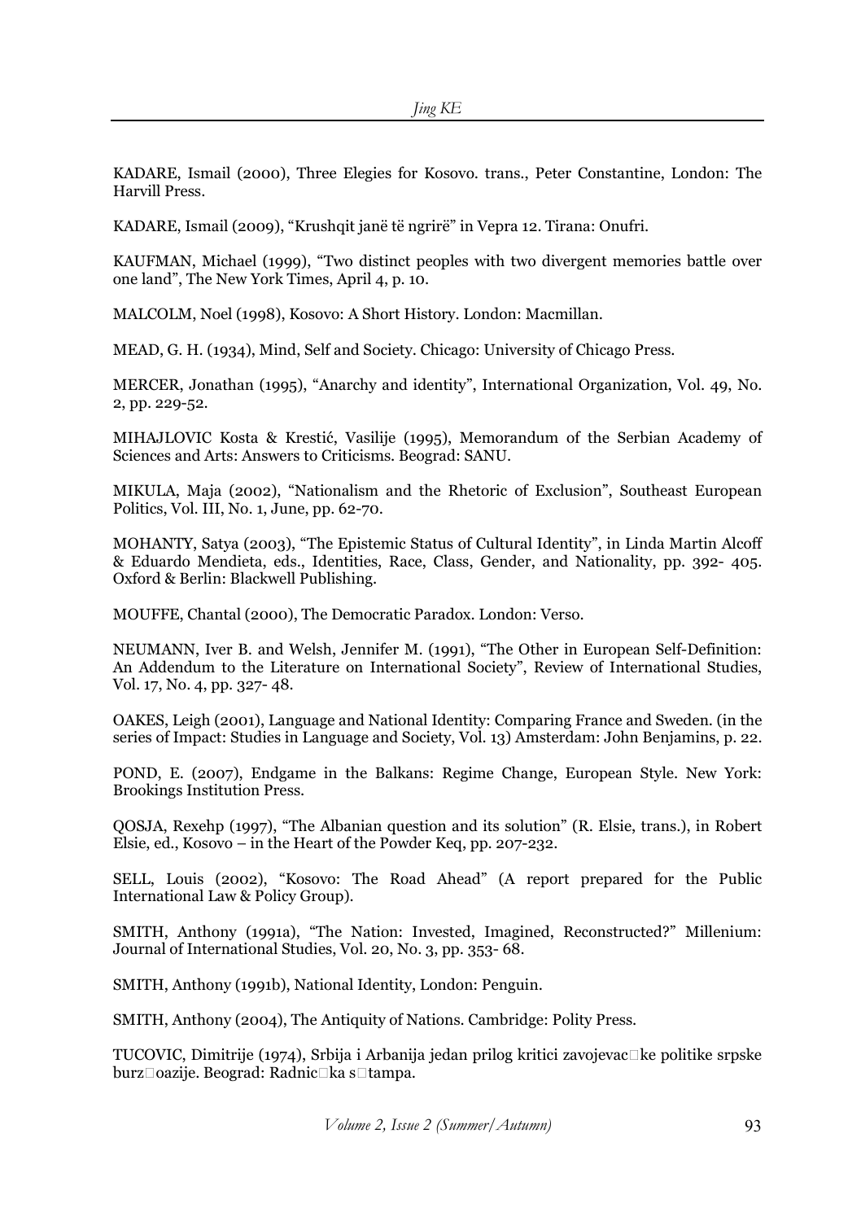KADARE, Ismail (2000), Three Elegies for Kosovo. trans., Peter Constantine, London: The Harvill Press.

KADARE, Ismail (2009), "Krushqit janë të ngrirë" in Vepra 12. Tirana: Onufri.

KAUFMAN, Michael (1999), "Two distinct peoples with two divergent memories battle over one land", The New York Times, April 4, p. 10.

MALCOLM, Noel (1998), Kosovo: A Short History. London: Macmillan.

MEAD, G. H. (1934), Mind, Self and Society. Chicago: University of Chicago Press.

MERCER, Jonathan (1995), "Anarchy and identity", International Organization, Vol. 49, No. 2, pp. 229-52.

MIHAJLOVIC Kosta & Krestić, Vasilije (1995), Memorandum of the Serbian Academy of Sciences and Arts: Answers to Criticisms. Beograd: SANU.

MIKULA, Maja (2002), "Nationalism and the Rhetoric of Exclusion", Southeast European Politics, Vol. III, No. 1, June, pp. 62-70.

MOHANTY, Satya (2003), "The Epistemic Status of Cultural Identity", in Linda Martin Alcoff & Eduardo Mendieta, eds., Identities, Race, Class, Gender, and Nationality, pp. 392- 405. Oxford & Berlin: Blackwell Publishing.

MOUFFE, Chantal (2000), The Democratic Paradox. London: Verso.

NEUMANN, Iver B. and Welsh, Jennifer M. (1991), "The Other in European Self-Definition: An Addendum to the Literature on International Society", Review of International Studies, Vol. 17, No. 4, pp. 327- 48.

OAKES, Leigh (2001), Language and National Identity: Comparing France and Sweden. (in the series of Impact: Studies in Language and Society, Vol. 13) Amsterdam: John Benjamins, p. 22.

POND, E. (2007), Endgame in the Balkans: Regime Change, European Style. New York: Brookings Institution Press.

QOSJA, Rexehp (1997), "The Albanian question and its solution" (R. Elsie, trans.), in Robert Elsie, ed., Kosovo – in the Heart of the Powder Keq, pp. 207-232.

SELL, Louis (2002), "Kosovo: The Road Ahead" (A report prepared for the Public International Law & Policy Group).

SMITH, Anthony (1991a), "The Nation: Invested, Imagined, Reconstructed?" Millenium: Journal of International Studies, Vol. 20, No. 3, pp. 353- 68.

SMITH, Anthony (1991b), National Identity, London: Penguin.

SMITH, Anthony (2004), The Antiquity of Nations. Cambridge: Polity Press.

TUCOVIC, Dimitrije (1974), Srbija i Arbanija jedan prilog kritici zavojevac□ke politike srpske burz□oazije. Beograd: Radnic□ka s□tampa.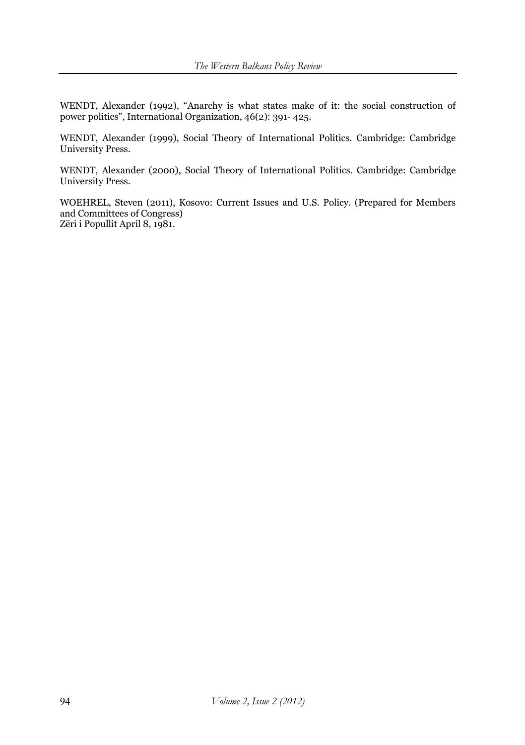WENDT, Alexander (1992), "Anarchy is what states make of it: the social construction of power politics", International Organization, 46(2): 391- 425.

WENDT, Alexander (1999), Social Theory of International Politics. Cambridge: Cambridge University Press.

WENDT, Alexander (2000), Social Theory of International Politics. Cambridge: Cambridge University Press.

WOEHREL, Steven (2011), Kosovo: Current Issues and U.S. Policy. (Prepared for Members and Committees of Congress)
Zëri i Popullit April 8, 1981.